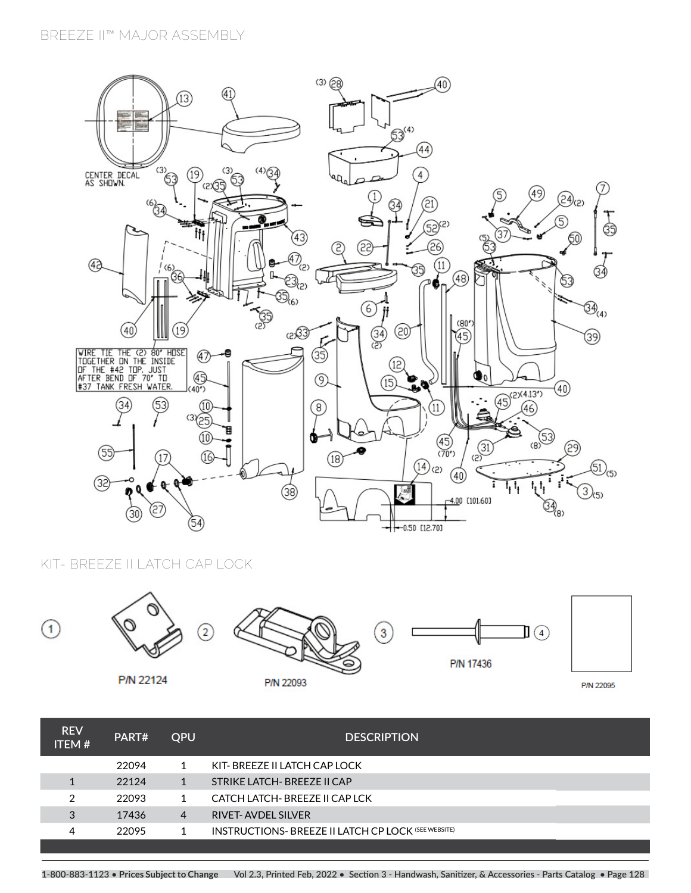# BREEZE II™ MAJOR ASSEMBLY

CENTER DECAL AS SHOWN.

WIRE TIE THE (2) 80" HOSE TOGETHER ON THE INSIDE OF THE #42 TOP. JUST AFTER BEND OF 70" TO #37 TANK FRESH WATER.

## KIT- BREEZE II LATCH CAP LOCK

P/N 22124

P/N 22093

P/N 17436

P/N 22095

| REV ITEM # | PART# | QPU | DESCRIPTION |
|---|---|---|---|
| | 22094 | 1 | KIT- BREEZE II LATCH CAP LOCK |
| 1 | 22124 | 1 | STRIKE LATCH- BREEZE II CAP |
| 2 | 22093 | 1 | CATCH LATCH- BREEZE II CAP LCK |
| 3 | 17436 | 4 | RIVET- AVDEL SILVER |
| 4 | 22095 | 1 | INSTRUCTIONS- BREEZE II LATCH CP LOCK (SEE WEBSITE) |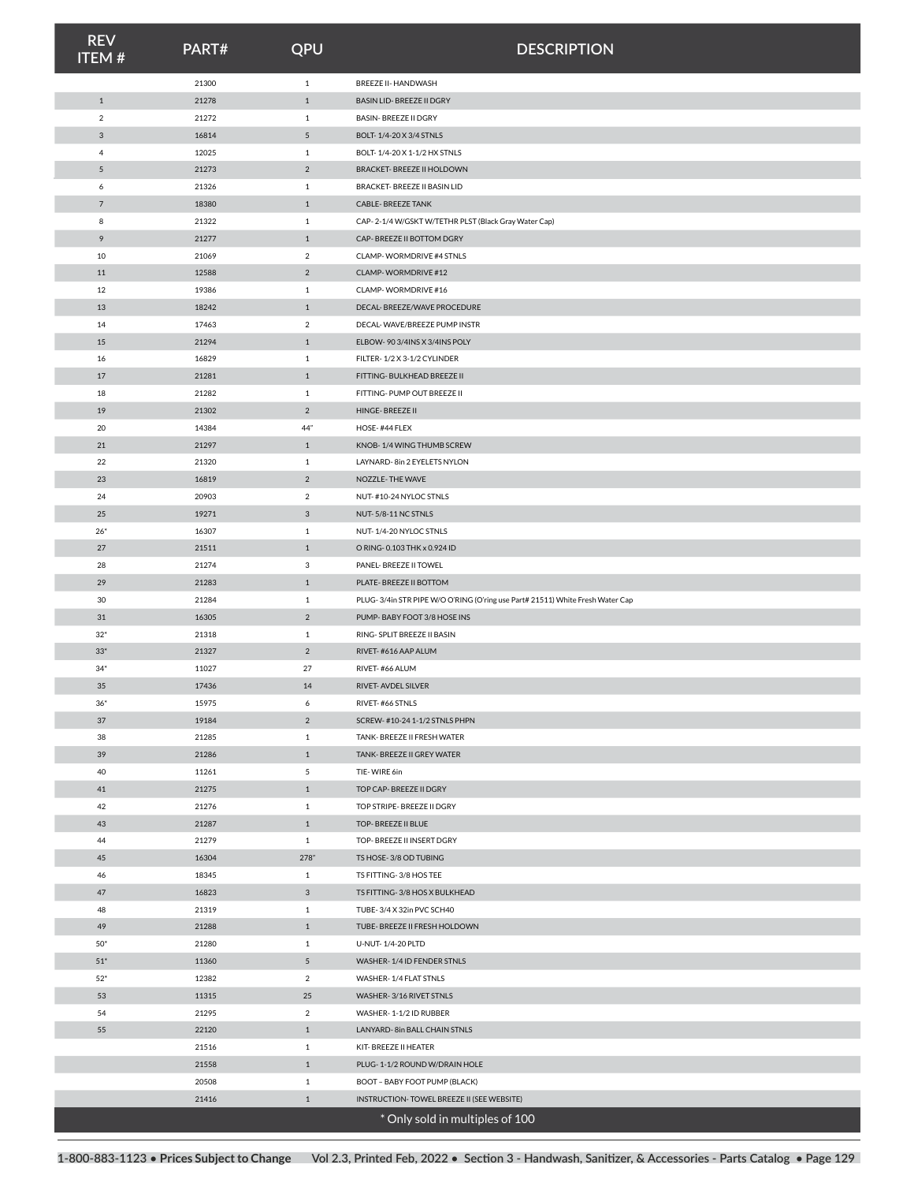| REV ITEM # | PART# | QPU | DESCRIPTION |
|---|---|---|---|
| | 21300 | 1 | BREEZE II- HANDWASH |
| 1 | 21278 | 1 | BASIN LID- BREEZE II DGRY |
| 2 | 21272 | 1 | BASIN- BREEZE II DGRY |
| 3 | 16814 | 5 | BOLT- 1/4-20 X 3/4 STNLS |
| 4 | 12025 | 1 | BOLT- 1/4-20 X 1-1/2 HX STNLS |
| 5 | 21273 | 2 | BRACKET- BREEZE II HOLDOWN |
| 6 | 21326 | 1 | BRACKET- BREEZE II BASIN LID |
| 7 | 18380 | 1 | CABLE- BREEZE TANK |
| 8 | 21322 | 1 | CAP- 2-1/4 W/GSKT W/TETHR PLST (Black Gray Water Cap) |
| 9 | 21277 | 1 | CAP- BREEZE II BOTTOM DGRY |
| 10 | 21069 | 2 | CLAMP- WORMDRIVE #4 STNLS |
| 11 | 12588 | 2 | CLAMP- WORMDRIVE #12 |
| 12 | 19386 | 1 | CLAMP- WORMDRIVE #16 |
| 13 | 18242 | 1 | DECAL- BREEZE/WAVE PROCEDURE |
| 14 | 17463 | 2 | DECAL- WAVE/BREEZE PUMP INSTR |
| 15 | 21294 | 1 | ELBOW- 90 3/4INS X 3/4INS POLY |
| 16 | 16829 | 1 | FILTER- 1/2 X 3-1/2 CYLINDER |
| 17 | 21281 | 1 | FITTING- BULKHEAD BREEZE II |
| 18 | 21282 | 1 | FITTING- PUMP OUT BREEZE II |
| 19 | 21302 | 2 | HINGE- BREEZE II |
| 20 | 14384 | 44" | HOSE- #44 FLEX |
| 21 | 21297 | 1 | KNOB- 1/4 WING THUMB SCREW |
| 22 | 21320 | 1 | LAYNARD- 8in 2 EYELETS NYLON |
| 23 | 16819 | 2 | NOZZLE- THE WAVE |
| 24 | 20903 | 2 | NUT- #10-24 NYLOC STNLS |
| 25 | 19271 | 3 | NUT- 5/8-11 NC STNLS |
| 26* | 16307 | 1 | NUT- 1/4-20 NYLOC STNLS |
| 27 | 21511 | 1 | O RING- 0.103 THK x 0.924 ID |
| 28 | 21274 | 3 | PANEL- BREEZE II TOWEL |
| 29 | 21283 | 1 | PLATE- BREEZE II BOTTOM |
| 30 | 21284 | 1 | PLUG- 3/4in STR PIPE W/O O'RING (O'ring use Part# 21511) White Fresh Water Cap |
| 31 | 16305 | 2 | PUMP- BABY FOOT 3/8 HOSE INS |
| 32* | 21318 | 1 | RING- SPLIT BREEZE II BASIN |
| 33* | 21327 | 2 | RIVET- #616 AAP ALUM |
| 34* | 11027 | 27 | RIVET- #66 ALUM |
| 35 | 17436 | 14 | RIVET- AVDEL SILVER |
| 36* | 15975 | 6 | RIVET- #66 STNLS |
| 37 | 19184 | 2 | SCREW- #10-24 1-1/2 STNLS PHPN |
| 38 | 21285 | 1 | TANK- BREEZE II FRESH WATER |
| 39 | 21286 | 1 | TANK- BREEZE II GREY WATER |
| 40 | 11261 | 5 | TIE- WIRE 6in |
| 41 | 21275 | 1 | TOP CAP- BREEZE II DGRY |
| 42 | 21276 | 1 | TOP STRIPE- BREEZE II DGRY |
| 43 | 21287 | 1 | TOP- BREEZE II BLUE |
| 44 | 21279 | 1 | TOP- BREEZE II INSERT DGRY |
| 45 | 16304 | 278" | TS HOSE- 3/8 OD TUBING |
| 46 | 18345 | 1 | TS FITTING- 3/8 HOS TEE |
| 47 | 16823 | 3 | TS FITTING- 3/8 HOS X BULKHEAD |
| 48 | 21319 | 1 | TUBE- 3/4 X 32in PVC SCH40 |
| 49 | 21288 | 1 | TUBE- BREEZE II FRESH HOLDOWN |
| 50* | 21280 | 1 | U-NUT- 1/4-20 PLTD |
| 51* | 11360 | 5 | WASHER- 1/4 ID FENDER STNLS |
| 52* | 12382 | 2 | WASHER- 1/4 FLAT STNLS |
| 53 | 11315 | 25 | WASHER- 3/16 RIVET STNLS |
| 54 | 21295 | 2 | WASHER- 1-1/2 ID RUBBER |
| 55 | 22120 | 1 | LANYARD- 8in BALL CHAIN STNLS |
| | 21516 | 1 | KIT- BREEZE II HEATER |
| | 21558 | 1 | PLUG- 1-1/2 ROUND W/DRAIN HOLE |
| | 20508 | 1 | BOOT – BABY FOOT PUMP (BLACK) |
| | 21416 | 1 | INSTRUCTION- TOWEL BREEZE II (SEE WEBSITE) |

\* Only sold in multiples of 100